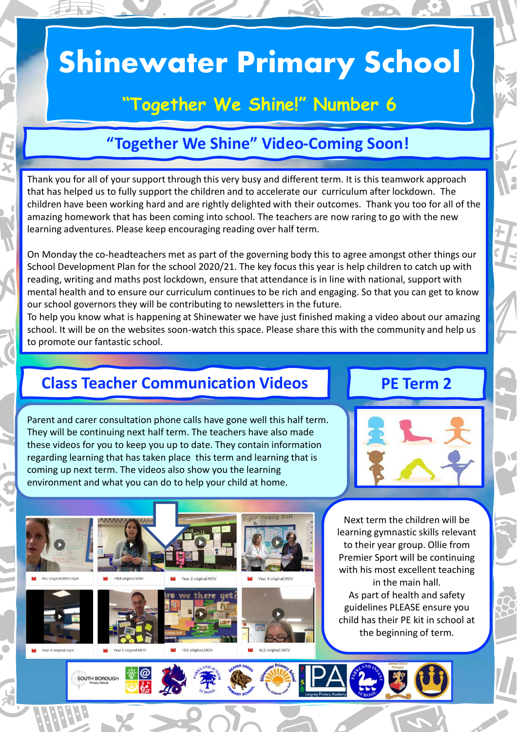# Shinewater Primary School

## "Together We Shine!" Number 6

## "Together We Shine" Video-Coming Soon!

Thank you for all of your support through this very busy and different term. It is this teamwork approach that has helped us to fully support the children and to accelerate our curriculum after lockdown. The children have been working hard and are rightly delighted with their outcomes. Thank you too for all of the amazing homework that has been coming into school. The teachers are now raring to go with the new learning adventures. Please keep encouraging reading over half term.

On Monday the co-headteachers met as part of the governing body this to agree amongst other things our School Development Plan for the school 2020/21. The key focus this year is help children to catch up with reading, writing and maths post lockdown, ensure that attendance is in line with national, support with mental health and to ensure our curriculum continues to be rich and engaging. So that you can get to know our school governors they will be contributing to newsletters in the future.

To help you know what is happening at Shinewater we have just finished making a video about our amazing school. It will be on the websites soon-watch this space. Please share this with the community and help us to promote our fantastic school.

## Class Teacher Communication Videos

Parent and carer consultation phone calls have gone well this half term. They will be continuing next half term. The teachers have also made these videos for you to keep you up to date. They contain information regarding learning that has taken place this term and learning that is coming up next term. The videos also show you the learning environment and what you can do to help your child at home.

## PE Term 2

Next term the children will be learning gymnastic skills relevant to their year group. Ollie from Premier Sport will be continuing with his most excellent teaching in the main hall.

As part of health and safety guidelines PLEASE ensure you child has their PE kit in school at the beginning of term.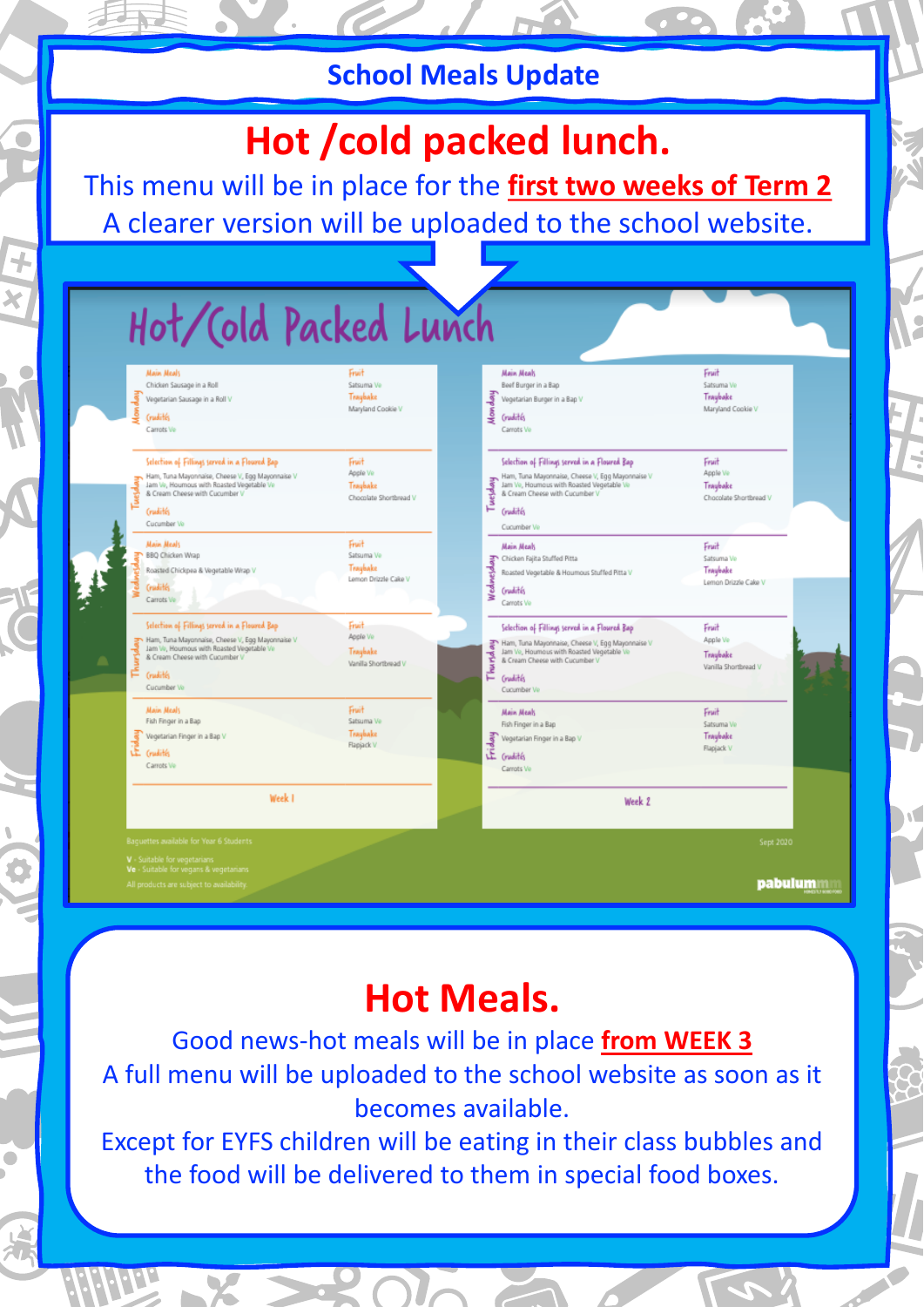## School Meals Update

# Hot /cold packed lunch.

This menu will be in place for the **first two weeks of Term 2**

A clearer version will be uploaded to the school website.

## Hot/Cold Packed Lunch

### Week 1

| Day | Main Meals / Fillings | Crudités | Fruit | Traybake |
|---|---|---|---|---|
| Monday | Main Meals: Chicken Sausage in a Roll; Vegetarian Sausage in a Roll V | Carrots Ve | Satsuma Ve | Maryland Cookie V |
| Tuesday | Selection of Fillings served in a Floured Bap: Ham, Tuna Mayonnaise, Cheese V, Egg Mayonnaise V, Jam Ve, Houmous with Roasted Vegetable Ve & Cream Cheese with Cucumber V | Cucumber Ve | Apple Ve | Chocolate Shortbread V |
| Wednesday | Main Meals: BBQ Chicken Wrap; Roasted Chickpea & Vegetable Wrap V | Carrots Ve | Satsuma Ve | Lemon Drizzle Cake V |
| Thursday | Selection of Fillings served in a Floured Bap: Ham, Tuna Mayonnaise, Cheese V, Egg Mayonnaise V, Jam Ve, Houmous with Roasted Vegetable Ve & Cream Cheese with Cucumber V | Cucumber Ve | Apple Ve | Vanilla Shortbread V |
| Friday | Main Meals: Fish Finger in a Bap; Vegetarian Finger in a Bap V | Carrots Ve | Satsuma Ve | Flapjack V |

### Week 2

| Day | Main Meals / Fillings | Crudités | Fruit | Traybake |
|---|---|---|---|---|
| Monday | Main Meals: Beef Burger in a Bap; Vegetarian Burger in a Bap V | Carrots Ve | Satsuma Ve | Maryland Cookie V |
| Tuesday | Selection of Fillings served in a Floured Bap: Ham, Tuna Mayonnaise, Cheese V, Egg Mayonnaise V, Jam Ve, Houmous with Roasted Vegetable Ve & Cream Cheese with Cucumber V | Cucumber Ve | Apple Ve | Chocolate Shortbread V |
| Wednesday | Main Meals: Chicken Fajita Stuffed Pitta; Roasted Vegetable & Houmous Stuffed Pitta V | Carrots Ve | Satsuma Ve | Lemon Drizzle Cake V |
| Thursday | Selection of Fillings served in a Floured Bap: Ham, Tuna Mayonnaise, Cheese V, Egg Mayonnaise V, Jam Ve, Houmous with Roasted Vegetable Ve & Cream Cheese with Cucumber V | Cucumber Ve | Apple Ve | Vanilla Shortbread V |
| Friday | Main Meals: Fish Finger in a Bap; Vegetarian Finger in a Bap V | Carrots Ve | Satsuma Ve | Flapjack V |

Baguettes available for Year 6 Students

V - Suitable for vegetarians
Ve - Suitable for vegans & vegetarians

All products are subject to availability

Sept 2020

pabulum

# Hot Meals.

Good news-hot meals will be in place **from WEEK 3**

A full menu will be uploaded to the school website as soon as it becomes available.

Except for EYFS children will be eating in their class bubbles and the food will be delivered to them in special food boxes.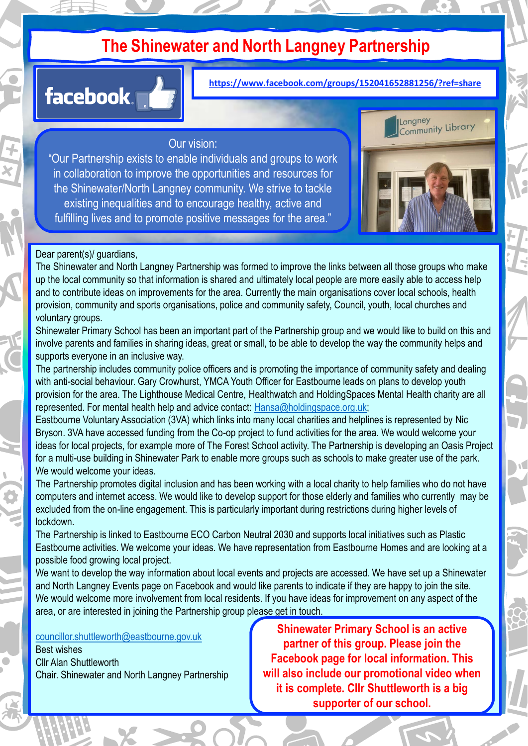# The Shinewater and North Langney Partnership

facebook

https://www.facebook.com/groups/152041652881256/?ref=share

Our vision:
"Our Partnership exists to enable individuals and groups to work in collaboration to improve the opportunities and resources for the Shinewater/North Langney community. We strive to tackle existing inequalities and to encourage healthy, active and fulfilling lives and to promote positive messages for the area."

Dear parent(s)/ guardians,

The Shinewater and North Langney Partnership was formed to improve the links between all those groups who make up the local community so that information is shared and ultimately local people are more easily able to access help and to contribute ideas on improvements for the area. Currently the main organisations cover local schools, health provision, community and sports organisations, police and community safety, Council, youth, local churches and voluntary groups.

Shinewater Primary School has been an important part of the Partnership group and we would like to build on this and involve parents and families in sharing ideas, great or small, to be able to develop the way the community helps and supports everyone in an inclusive way.

The partnership includes community police officers and is promoting the importance of community safety and dealing with anti-social behaviour. Gary Crowhurst, YMCA Youth Officer for Eastbourne leads on plans to develop youth provision for the area. The Lighthouse Medical Centre, Healthwatch and HoldingSpaces Mental Health charity are all represented. For mental health help and advice contact: Hansa@holdingspace.org.uk;

Eastbourne Voluntary Association (3VA) which links into many local charities and helplines is represented by Nic Bryson. 3VA have accessed funding from the Co-op project to fund activities for the area. We would welcome your ideas for local projects, for example more of The Forest School activity. The Partnership is developing an Oasis Project for a multi-use building in Shinewater Park to enable more groups such as schools to make greater use of the park. We would welcome your ideas.

The Partnership promotes digital inclusion and has been working with a local charity to help families who do not have computers and internet access. We would like to develop support for those elderly and families who currently may be excluded from the on-line engagement. This is particularly important during restrictions during higher levels of lockdown.

The Partnership is linked to Eastbourne ECO Carbon Neutral 2030 and supports local initiatives such as Plastic Eastbourne activities. We welcome your ideas. We have representation from Eastbourne Homes and are looking at a possible food growing local project.

We want to develop the way information about local events and projects are accessed. We have set up a Shinewater and North Langney Events page on Facebook and would like parents to indicate if they are happy to join the site.

We would welcome more involvement from local residents. If you have ideas for improvement on any aspect of the area, or are interested in joining the Partnership group please get in touch.

councillor.shuttleworth@eastbourne.gov.uk
Best wishes
Cllr Alan Shuttleworth
Chair. Shinewater and North Langney Partnership

**Shinewater Primary School is an active partner of this group. Please join the Facebook page for local information. This will also include our promotional video when it is complete. Cllr Shuttleworth is a big supporter of our school.**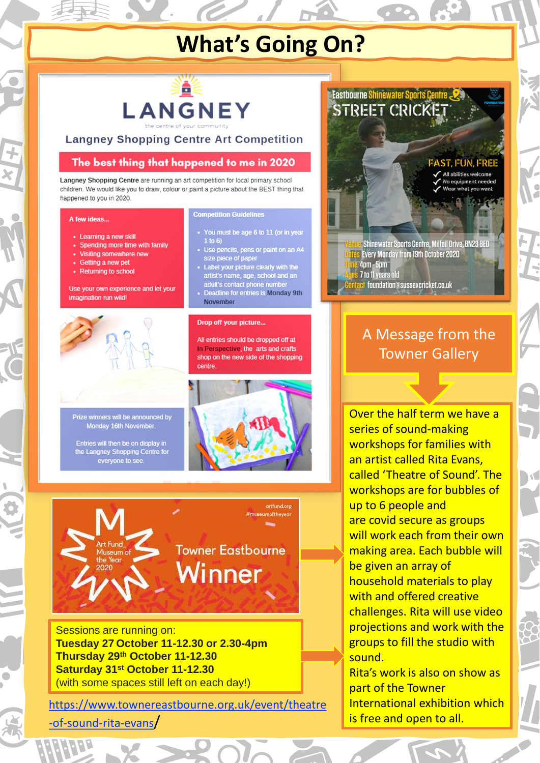# What's Going On?

## LANGNEY

the centre of your community

### Langney Shopping Centre Art Competition

**The best thing that happened to me in 2020**

Langney Shopping Centre are running an art competition for local primary school children. We would like you to draw, colour or paint a picture about the BEST thing that happened to you in 2020.

**A few ideas...**

- Learning a new skill
- Spending more time with family
- Visiting somewhere new
- Getting a new pet
- Returning to school

Use your own experience and let your imagination run wild!

**Competition Guidelines**

- You must be age 6 to 11 (or in year 1 to 6)
- Use pencils, pens or paint on an A4 size piece of paper
- Label your picture clearly with the artist's name, age, school and an adult's contact phone number
- Deadline for entries is Monday 9th November

**Drop off your picture...**

All entries should be dropped off at In Perspective, the arts and crafts shop on the new side of the shopping centre.

Prize winners will be announced by Monday 16th November.

Entries will then be on display in the Langney Shopping Centre for everyone to see.

## Eastbourne Shinewater Sports Centre

### STREET CRICKET

FAST, FUN, FREE

- All abilities welcome
- No equipment needed
- Wear what you want

Venue Shinewater Sports Centre, Milfoil Drive, BN23 8ED
Dates Every Monday from 19th October 2020
Time 4pm - 5pm
Ages 7 to 11 years old
Contact foundation@sussexcricket.co.uk

## A Message from the Towner Gallery

artfund.org
#museumoftheyear

Art Fund_ Museum of the Year 2020

Towner Eastbourne Winner

Over the half term we have a series of sound-making workshops for families with an artist called Rita Evans, called 'Theatre of Sound'. The workshops are for bubbles of up to 6 people and are covid secure as groups will work each from their own making area. Each bubble will be given an array of household materials to play with and offered creative challenges. Rita will use video projections and work with the groups to fill the studio with sound.

Rita's work is also on show as part of the Towner International exhibition which is free and open to all.

Sessions are running on:
**Tuesday 27 October 11-12.30 or 2.30-4pm**
**Thursday 29th October 11-12.30**
**Saturday 31st October 11-12.30**
(with some spaces still left on each day!)

https://www.townereastbourne.org.uk/event/theatre-of-sound-rita-evans/